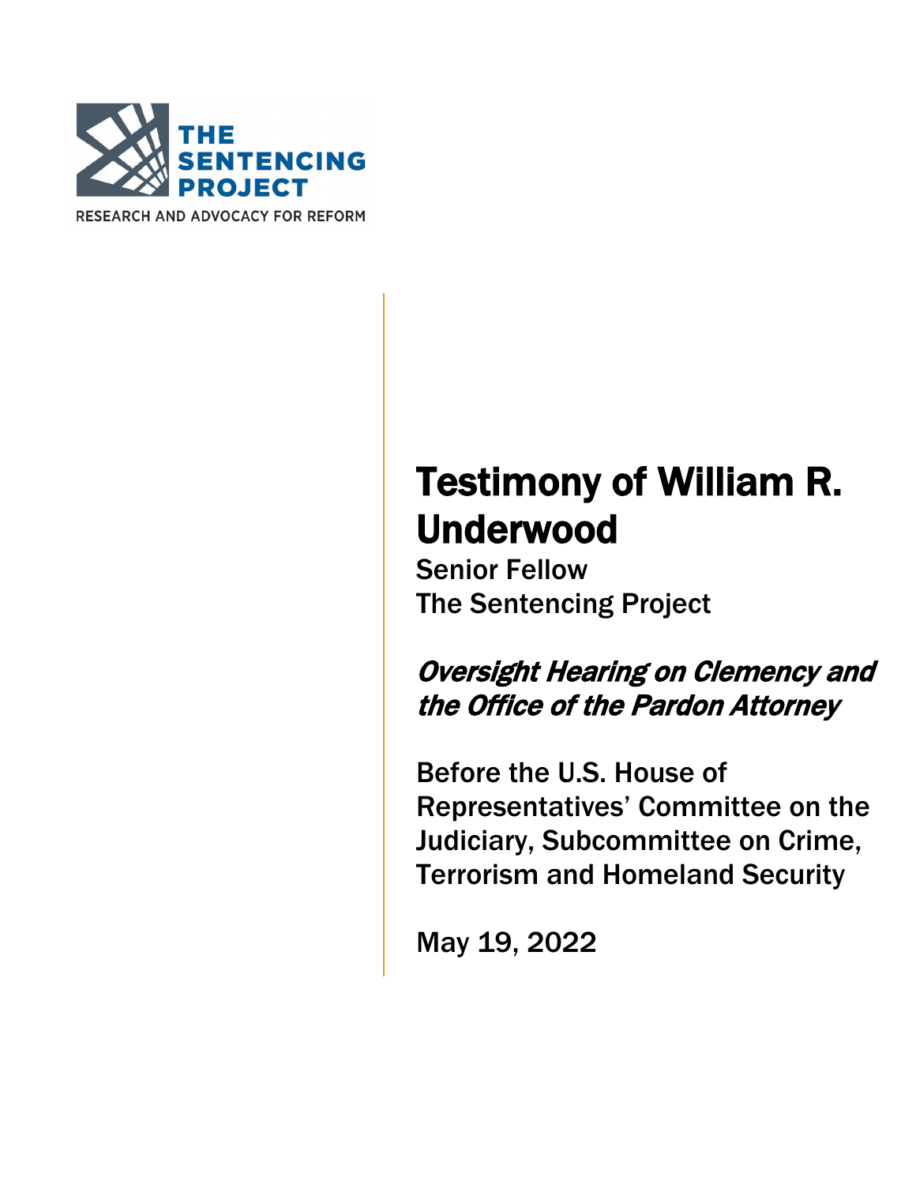THE SENTENCING PROJECT

RESEARCH AND ADVOCACY FOR REFORM

# Testimony of William R. Underwood

Senior Fellow
The Sentencing Project

## *Oversight Hearing on Clemency and the Office of the Pardon Attorney*

Before the U.S. House of Representatives' Committee on the Judiciary, Subcommittee on Crime, Terrorism and Homeland Security

May 19, 2022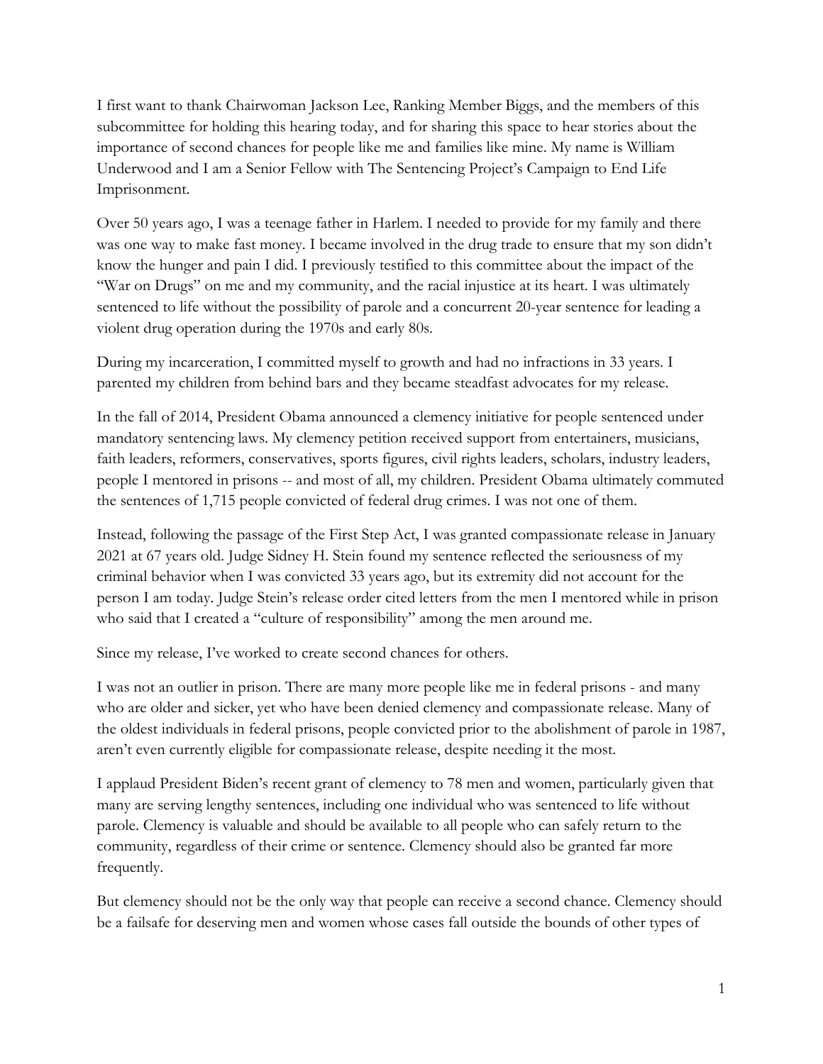I first want to thank Chairwoman Jackson Lee, Ranking Member Biggs, and the members of this subcommittee for holding this hearing today, and for sharing this space to hear stories about the importance of second chances for people like me and families like mine. My name is William Underwood and I am a Senior Fellow with The Sentencing Project's Campaign to End Life Imprisonment.

Over 50 years ago, I was a teenage father in Harlem. I needed to provide for my family and there was one way to make fast money. I became involved in the drug trade to ensure that my son didn't know the hunger and pain I did. I previously testified to this committee about the impact of the "War on Drugs" on me and my community, and the racial injustice at its heart. I was ultimately sentenced to life without the possibility of parole and a concurrent 20-year sentence for leading a violent drug operation during the 1970s and early 80s.

During my incarceration, I committed myself to growth and had no infractions in 33 years. I parented my children from behind bars and they became steadfast advocates for my release.

In the fall of 2014, President Obama announced a clemency initiative for people sentenced under mandatory sentencing laws. My clemency petition received support from entertainers, musicians, faith leaders, reformers, conservatives, sports figures, civil rights leaders, scholars, industry leaders, people I mentored in prisons -- and most of all, my children. President Obama ultimately commuted the sentences of 1,715 people convicted of federal drug crimes. I was not one of them.

Instead, following the passage of the First Step Act, I was granted compassionate release in January 2021 at 67 years old. Judge Sidney H. Stein found my sentence reflected the seriousness of my criminal behavior when I was convicted 33 years ago, but its extremity did not account for the person I am today. Judge Stein's release order cited letters from the men I mentored while in prison who said that I created a "culture of responsibility" among the men around me.

Since my release, I've worked to create second chances for others.

I was not an outlier in prison. There are many more people like me in federal prisons - and many who are older and sicker, yet who have been denied clemency and compassionate release. Many of the oldest individuals in federal prisons, people convicted prior to the abolishment of parole in 1987, aren't even currently eligible for compassionate release, despite needing it the most.

I applaud President Biden's recent grant of clemency to 78 men and women, particularly given that many are serving lengthy sentences, including one individual who was sentenced to life without parole. Clemency is valuable and should be available to all people who can safely return to the community, regardless of their crime or sentence. Clemency should also be granted far more frequently.

But clemency should not be the only way that people can receive a second chance. Clemency should be a failsafe for deserving men and women whose cases fall outside the bounds of other types of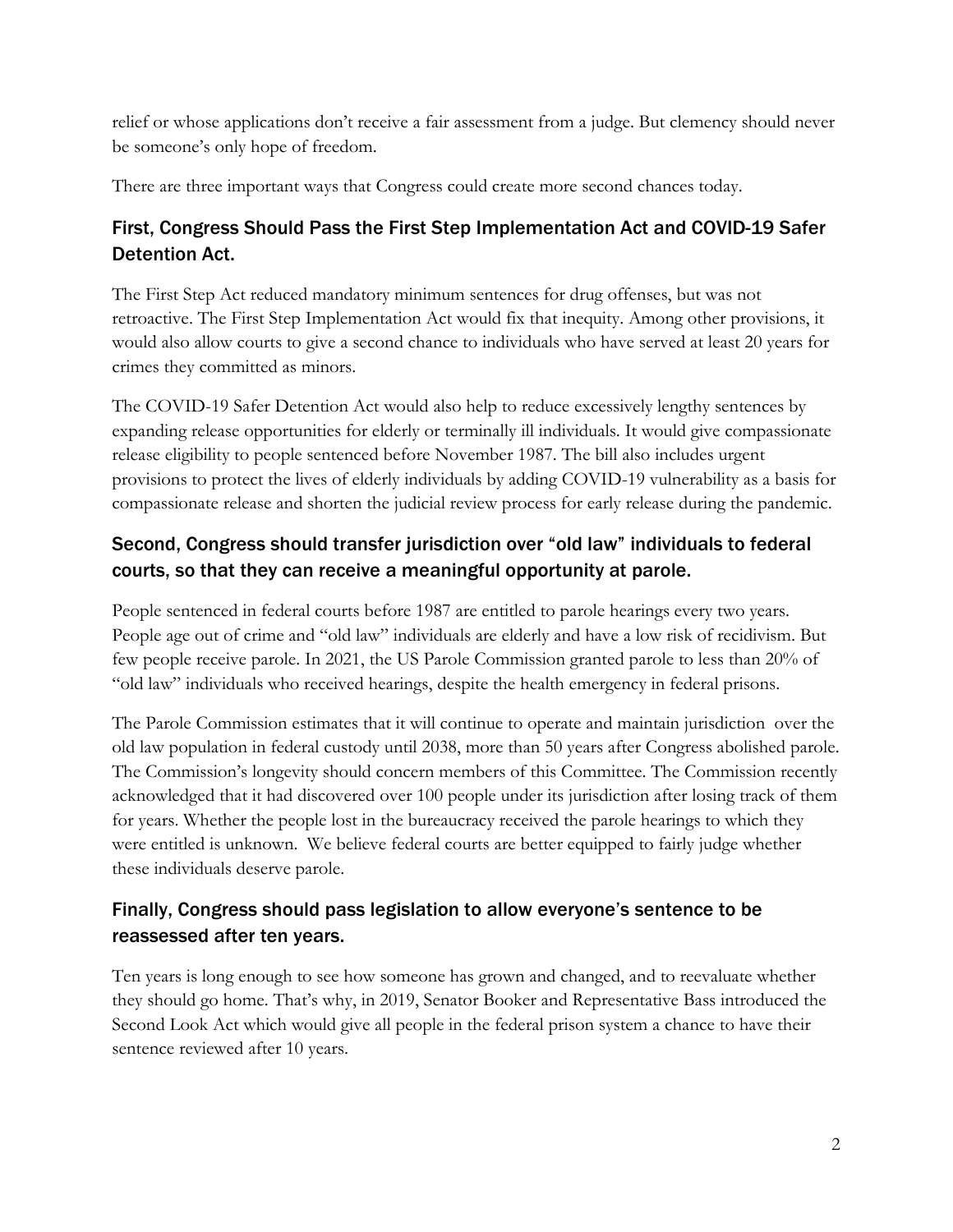relief or whose applications don't receive a fair assessment from a judge. But clemency should never be someone's only hope of freedom.

There are three important ways that Congress could create more second chances today.

## First, Congress Should Pass the First Step Implementation Act and COVID-19 Safer Detention Act.

The First Step Act reduced mandatory minimum sentences for drug offenses, but was not retroactive. The First Step Implementation Act would fix that inequity. Among other provisions, it would also allow courts to give a second chance to individuals who have served at least 20 years for crimes they committed as minors.

The COVID-19 Safer Detention Act would also help to reduce excessively lengthy sentences by expanding release opportunities for elderly or terminally ill individuals. It would give compassionate release eligibility to people sentenced before November 1987. The bill also includes urgent provisions to protect the lives of elderly individuals by adding COVID-19 vulnerability as a basis for compassionate release and shorten the judicial review process for early release during the pandemic.

## Second, Congress should transfer jurisdiction over "old law" individuals to federal courts, so that they can receive a meaningful opportunity at parole.

People sentenced in federal courts before 1987 are entitled to parole hearings every two years. People age out of crime and "old law" individuals are elderly and have a low risk of recidivism. But few people receive parole. In 2021, the US Parole Commission granted parole to less than 20% of "old law" individuals who received hearings, despite the health emergency in federal prisons.

The Parole Commission estimates that it will continue to operate and maintain jurisdiction over the old law population in federal custody until 2038, more than 50 years after Congress abolished parole. The Commission's longevity should concern members of this Committee. The Commission recently acknowledged that it had discovered over 100 people under its jurisdiction after losing track of them for years. Whether the people lost in the bureaucracy received the parole hearings to which they were entitled is unknown. We believe federal courts are better equipped to fairly judge whether these individuals deserve parole.

## Finally, Congress should pass legislation to allow everyone's sentence to be reassessed after ten years.

Ten years is long enough to see how someone has grown and changed, and to reevaluate whether they should go home. That's why, in 2019, Senator Booker and Representative Bass introduced the Second Look Act which would give all people in the federal prison system a chance to have their sentence reviewed after 10 years.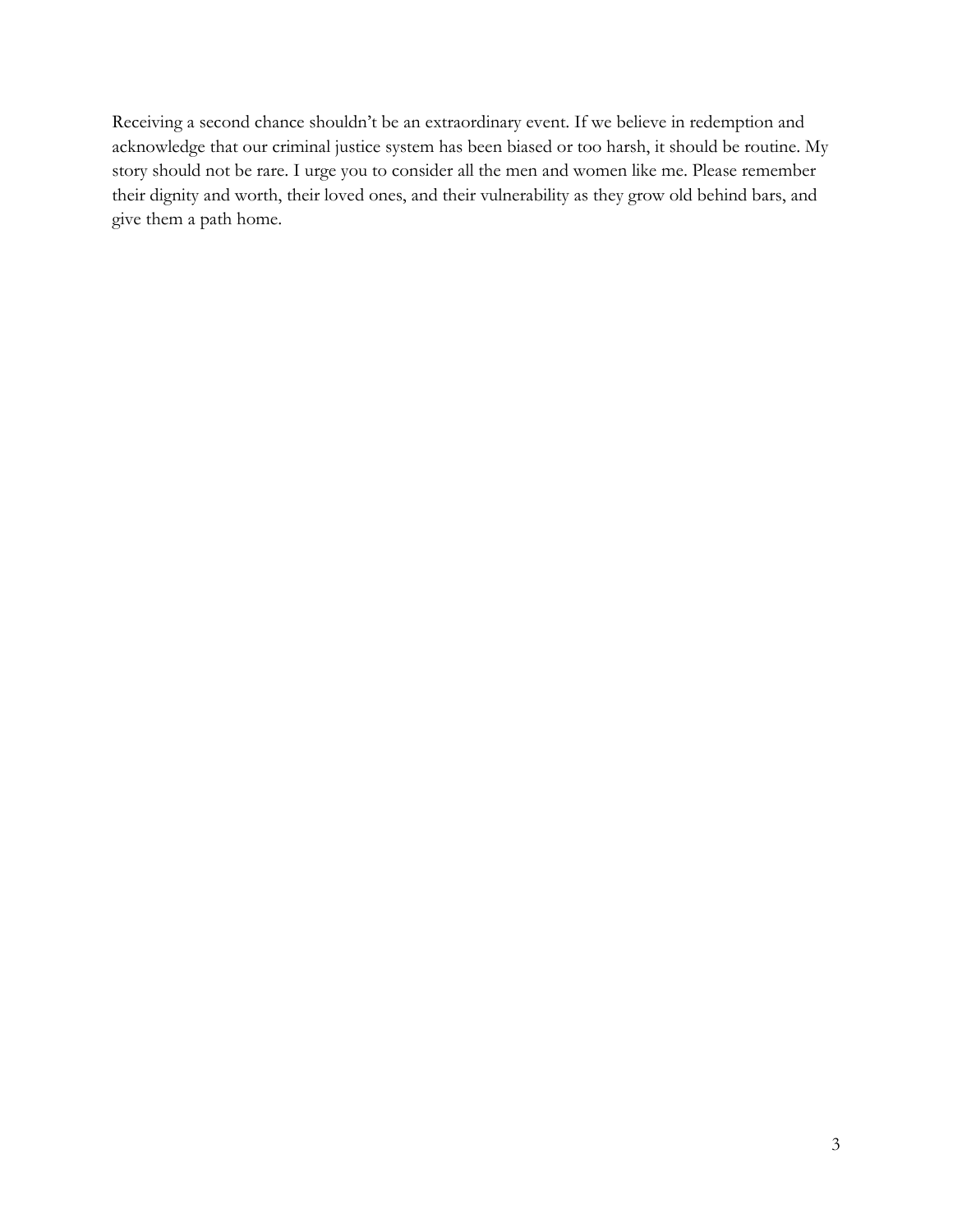Receiving a second chance shouldn't be an extraordinary event. If we believe in redemption and acknowledge that our criminal justice system has been biased or too harsh, it should be routine. My story should not be rare. I urge you to consider all the men and women like me. Please remember their dignity and worth, their loved ones, and their vulnerability as they grow old behind bars, and give them a path home.